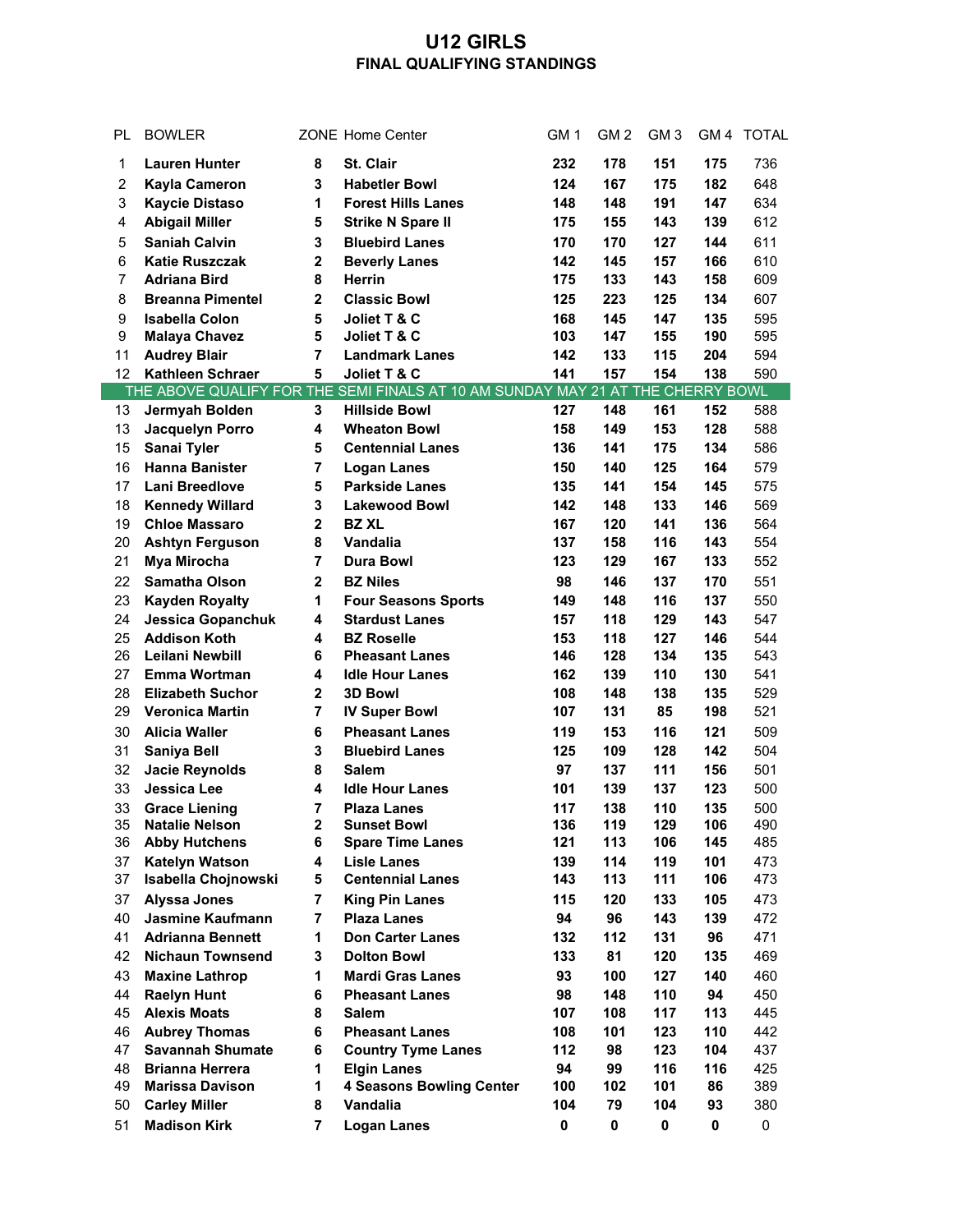# U12 GIRLS

## FINAL QUALIFYING STANDINGS

| PL | BOWLER | ZONE | Home Center | GM 1 | GM 2 | GM 3 | GM 4 | TOTAL |
|---|---|---|---|---|---|---|---|---|
| 1 | **Lauren Hunter** | **8** | **St. Clair** | **232** | **178** | **151** | **175** | 736 |
| 2 | **Kayla Cameron** | **3** | **Habetler Bowl** | **124** | **167** | **175** | **182** | 648 |
| 3 | **Kaycie Distaso** | **1** | **Forest Hills Lanes** | **148** | **148** | **191** | **147** | 634 |
| 4 | **Abigail Miller** | **5** | **Strike N Spare II** | **175** | **155** | **143** | **139** | 612 |
| 5 | **Saniah Calvin** | **3** | **Bluebird Lanes** | **170** | **170** | **127** | **144** | 611 |
| 6 | **Katie Ruszczak** | **2** | **Beverly Lanes** | **142** | **145** | **157** | **166** | 610 |
| 7 | **Adriana Bird** | **8** | **Herrin** | **175** | **133** | **143** | **158** | 609 |
| 8 | **Breanna Pimentel** | **2** | **Classic Bowl** | **125** | **223** | **125** | **134** | 607 |
| 9 | **Isabella Colon** | **5** | **Joliet T & C** | **168** | **145** | **147** | **135** | 595 |
| 9 | **Malaya Chavez** | **5** | **Joliet T & C** | **103** | **147** | **155** | **190** | 595 |
| 11 | **Audrey Blair** | **7** | **Landmark Lanes** | **142** | **133** | **115** | **204** | 594 |
| 12 | **Kathleen Schraer** | **5** | **Joliet T & C** | **141** | **157** | **154** | **138** | 590 |
| THE ABOVE QUALIFY FOR THE SEMI FINALS AT 10 AM SUNDAY MAY 21 AT THE CHERRY BOWL | | | | | | | | |
| 13 | **Jermyah Bolden** | **3** | **Hillside Bowl** | **127** | **148** | **161** | **152** | 588 |
| 13 | **Jacquelyn Porro** | **4** | **Wheaton Bowl** | **158** | **149** | **153** | **128** | 588 |
| 15 | **Sanai Tyler** | **5** | **Centennial Lanes** | **136** | **141** | **175** | **134** | 586 |
| 16 | **Hanna Banister** | **7** | **Logan Lanes** | **150** | **140** | **125** | **164** | 579 |
| 17 | **Lani Breedlove** | **5** | **Parkside Lanes** | **135** | **141** | **154** | **145** | 575 |
| 18 | **Kennedy Willard** | **3** | **Lakewood Bowl** | **142** | **148** | **133** | **146** | 569 |
| 19 | **Chloe Massaro** | **2** | **BZ XL** | **167** | **120** | **141** | **136** | 564 |
| 20 | **Ashtyn Ferguson** | **8** | **Vandalia** | **137** | **158** | **116** | **143** | 554 |
| 21 | **Mya Mirocha** | **7** | **Dura Bowl** | **123** | **129** | **167** | **133** | 552 |
| 22 | **Samatha Olson** | **2** | **BZ Niles** | **98** | **146** | **137** | **170** | 551 |
| 23 | **Kayden Royalty** | **1** | **Four Seasons Sports** | **149** | **148** | **116** | **137** | 550 |
| 24 | **Jessica Gopanchuk** | **4** | **Stardust Lanes** | **157** | **118** | **129** | **143** | 547 |
| 25 | **Addison Koth** | **4** | **BZ Roselle** | **153** | **118** | **127** | **146** | 544 |
| 26 | **Leilani Newbill** | **6** | **Pheasant Lanes** | **146** | **128** | **134** | **135** | 543 |
| 27 | **Emma Wortman** | **4** | **Idle Hour Lanes** | **162** | **139** | **110** | **130** | 541 |
| 28 | **Elizabeth Suchor** | **2** | **3D Bowl** | **108** | **148** | **138** | **135** | 529 |
| 29 | **Veronica Martin** | **7** | **IV Super Bowl** | **107** | **131** | **85** | **198** | 521 |
| 30 | **Alicia Waller** | **6** | **Pheasant Lanes** | **119** | **153** | **116** | **121** | 509 |
| 31 | **Saniya Bell** | **3** | **Bluebird Lanes** | **125** | **109** | **128** | **142** | 504 |
| 32 | **Jacie Reynolds** | **8** | **Salem** | **97** | **137** | **111** | **156** | 501 |
| 33 | **Jessica Lee** | **4** | **Idle Hour Lanes** | **101** | **139** | **137** | **123** | 500 |
| 33 | **Grace Liening** | **7** | **Plaza Lanes** | **117** | **138** | **110** | **135** | 500 |
| 35 | **Natalie Nelson** | **2** | **Sunset Bowl** | **136** | **119** | **129** | **106** | 490 |
| 36 | **Abby Hutchens** | **6** | **Spare Time Lanes** | **121** | **113** | **106** | **145** | 485 |
| 37 | **Katelyn Watson** | **4** | **Lisle Lanes** | **139** | **114** | **119** | **101** | 473 |
| 37 | **Isabella Chojnowski** | **5** | **Centennial Lanes** | **143** | **113** | **111** | **106** | 473 |
| 37 | **Alyssa Jones** | **7** | **King Pin Lanes** | **115** | **120** | **133** | **105** | 473 |
| 40 | **Jasmine Kaufmann** | **7** | **Plaza Lanes** | **94** | **96** | **143** | **139** | 472 |
| 41 | **Adrianna Bennett** | **1** | **Don Carter Lanes** | **132** | **112** | **131** | **96** | 471 |
| 42 | **Nichaun Townsend** | **3** | **Dolton Bowl** | **133** | **81** | **120** | **135** | 469 |
| 43 | **Maxine Lathrop** | **1** | **Mardi Gras Lanes** | **93** | **100** | **127** | **140** | 460 |
| 44 | **Raelyn Hunt** | **6** | **Pheasant Lanes** | **98** | **148** | **110** | **94** | 450 |
| 45 | **Alexis Moats** | **8** | **Salem** | **107** | **108** | **117** | **113** | 445 |
| 46 | **Aubrey Thomas** | **6** | **Pheasant Lanes** | **108** | **101** | **123** | **110** | 442 |
| 47 | **Savannah Shumate** | **6** | **Country Tyme Lanes** | **112** | **98** | **123** | **104** | 437 |
| 48 | **Brianna Herrera** | **1** | **Elgin Lanes** | **94** | **99** | **116** | **116** | 425 |
| 49 | **Marissa Davison** | **1** | **4 Seasons Bowling Center** | **100** | **102** | **101** | **86** | 389 |
| 50 | **Carley Miller** | **8** | **Vandalia** | **104** | **79** | **104** | **93** | 380 |
| 51 | **Madison Kirk** | **7** | **Logan Lanes** | **0** | **0** | **0** | **0** | 0 |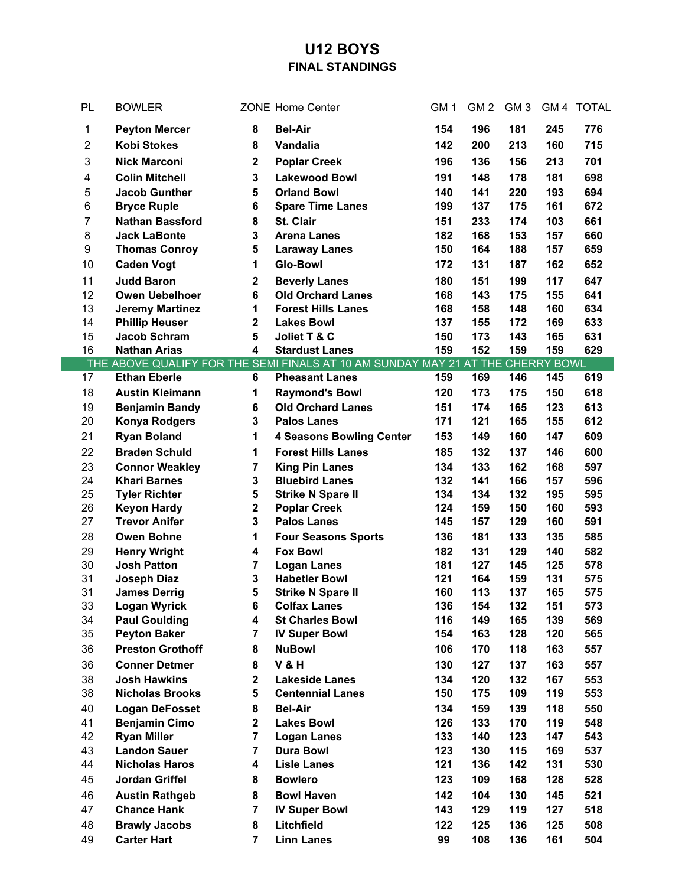# U12 BOYS

## FINAL STANDINGS

| PL | BOWLER | ZONE | Home Center | GM 1 | GM 2 | GM 3 | GM 4 | TOTAL |
|---|---|---|---|---|---|---|---|---|
| 1 | **Peyton Mercer** | **8** | **Bel-Air** | **154** | **196** | **181** | **245** | **776** |
| 2 | **Kobi Stokes** | **8** | **Vandalia** | **142** | **200** | **213** | **160** | **715** |
| 3 | **Nick Marconi** | **2** | **Poplar Creek** | **196** | **136** | **156** | **213** | **701** |
| 4 | **Colin Mitchell** | **3** | **Lakewood Bowl** | **191** | **148** | **178** | **181** | **698** |
| 5 | **Jacob Gunther** | **5** | **Orland Bowl** | **140** | **141** | **220** | **193** | **694** |
| 6 | **Bryce Ruple** | **6** | **Spare Time Lanes** | **199** | **137** | **175** | **161** | **672** |
| 7 | **Nathan Bassford** | **8** | **St. Clair** | **151** | **233** | **174** | **103** | **661** |
| 8 | **Jack LaBonte** | **3** | **Arena Lanes** | **182** | **168** | **153** | **157** | **660** |
| 9 | **Thomas Conroy** | **5** | **Laraway Lanes** | **150** | **164** | **188** | **157** | **659** |
| 10 | **Caden Vogt** | **1** | **Glo-Bowl** | **172** | **131** | **187** | **162** | **652** |
| 11 | **Judd Baron** | **2** | **Beverly Lanes** | **180** | **151** | **199** | **117** | **647** |
| 12 | **Owen Uebelhoer** | **6** | **Old Orchard Lanes** | **168** | **143** | **175** | **155** | **641** |
| 13 | **Jeremy Martinez** | **1** | **Forest Hills Lanes** | **168** | **158** | **148** | **160** | **634** |
| 14 | **Phillip Heuser** | **2** | **Lakes Bowl** | **137** | **155** | **172** | **169** | **633** |
| 15 | **Jacob Schram** | **5** | **Joliet T & C** | **150** | **173** | **143** | **165** | **631** |
| 16 | **Nathan Arias** | **4** | **Stardust Lanes** | **159** | **152** | **159** | **159** | **629** |
| THE ABOVE QUALIFY FOR THE SEMI FINALS AT 10 AM SUNDAY MAY 21 AT THE CHERRY BOWL | | | | | | | | |
| 17 | **Ethan Eberle** | **6** | **Pheasant Lanes** | **159** | **169** | **146** | **145** | **619** |
| 18 | **Austin Kleimann** | **1** | **Raymond's Bowl** | **120** | **173** | **175** | **150** | **618** |
| 19 | **Benjamin Bandy** | **6** | **Old Orchard Lanes** | **151** | **174** | **165** | **123** | **613** |
| 20 | **Konya Rodgers** | **3** | **Palos Lanes** | **171** | **121** | **165** | **155** | **612** |
| 21 | **Ryan Boland** | **1** | **4 Seasons Bowling Center** | **153** | **149** | **160** | **147** | **609** |
| 22 | **Braden Schuld** | **1** | **Forest Hills Lanes** | **185** | **132** | **137** | **146** | **600** |
| 23 | **Connor Weakley** | **7** | **King Pin Lanes** | **134** | **133** | **162** | **168** | **597** |
| 24 | **Khari Barnes** | **3** | **Bluebird Lanes** | **132** | **141** | **166** | **157** | **596** |
| 25 | **Tyler Richter** | **5** | **Strike N Spare II** | **134** | **134** | **132** | **195** | **595** |
| 26 | **Keyon Hardy** | **2** | **Poplar Creek** | **124** | **159** | **150** | **160** | **593** |
| 27 | **Trevor Anifer** | **3** | **Palos Lanes** | **145** | **157** | **129** | **160** | **591** |
| 28 | **Owen Bohne** | **1** | **Four Seasons Sports** | **136** | **181** | **133** | **135** | **585** |
| 29 | **Henry Wright** | **4** | **Fox Bowl** | **182** | **131** | **129** | **140** | **582** |
| 30 | **Josh Patton** | **7** | **Logan Lanes** | **181** | **127** | **145** | **125** | **578** |
| 31 | **Joseph Diaz** | **3** | **Habetler Bowl** | **121** | **164** | **159** | **131** | **575** |
| 31 | **James Derrig** | **5** | **Strike N Spare II** | **160** | **113** | **137** | **165** | **575** |
| 33 | **Logan Wyrick** | **6** | **Colfax Lanes** | **136** | **154** | **132** | **151** | **573** |
| 34 | **Paul Goulding** | **4** | **St Charles Bowl** | **116** | **149** | **165** | **139** | **569** |
| 35 | **Peyton Baker** | **7** | **IV Super Bowl** | **154** | **163** | **128** | **120** | **565** |
| 36 | **Preston Grothoff** | **8** | **NuBowl** | **106** | **170** | **118** | **163** | **557** |
| 36 | **Conner Detmer** | **8** | **V & H** | **130** | **127** | **137** | **163** | **557** |
| 38 | **Josh Hawkins** | **2** | **Lakeside Lanes** | **134** | **120** | **132** | **167** | **553** |
| 38 | **Nicholas Brooks** | **5** | **Centennial Lanes** | **150** | **175** | **109** | **119** | **553** |
| 40 | **Logan DeFosset** | **8** | **Bel-Air** | **134** | **159** | **139** | **118** | **550** |
| 41 | **Benjamin Cimo** | **2** | **Lakes Bowl** | **126** | **133** | **170** | **119** | **548** |
| 42 | **Ryan Miller** | **7** | **Logan Lanes** | **133** | **140** | **123** | **147** | **543** |
| 43 | **Landon Sauer** | **7** | **Dura Bowl** | **123** | **130** | **115** | **169** | **537** |
| 44 | **Nicholas Haros** | **4** | **Lisle Lanes** | **121** | **136** | **142** | **131** | **530** |
| 45 | **Jordan Griffel** | **8** | **Bowlero** | **123** | **109** | **168** | **128** | **528** |
| 46 | **Austin Rathgeb** | **8** | **Bowl Haven** | **142** | **104** | **130** | **145** | **521** |
| 47 | **Chance Hank** | **7** | **IV Super Bowl** | **143** | **129** | **119** | **127** | **518** |
| 48 | **Brawly Jacobs** | **8** | **Litchfield** | **122** | **125** | **136** | **125** | **508** |
| 49 | **Carter Hart** | **7** | **Linn Lanes** | **99** | **108** | **136** | **161** | **504** |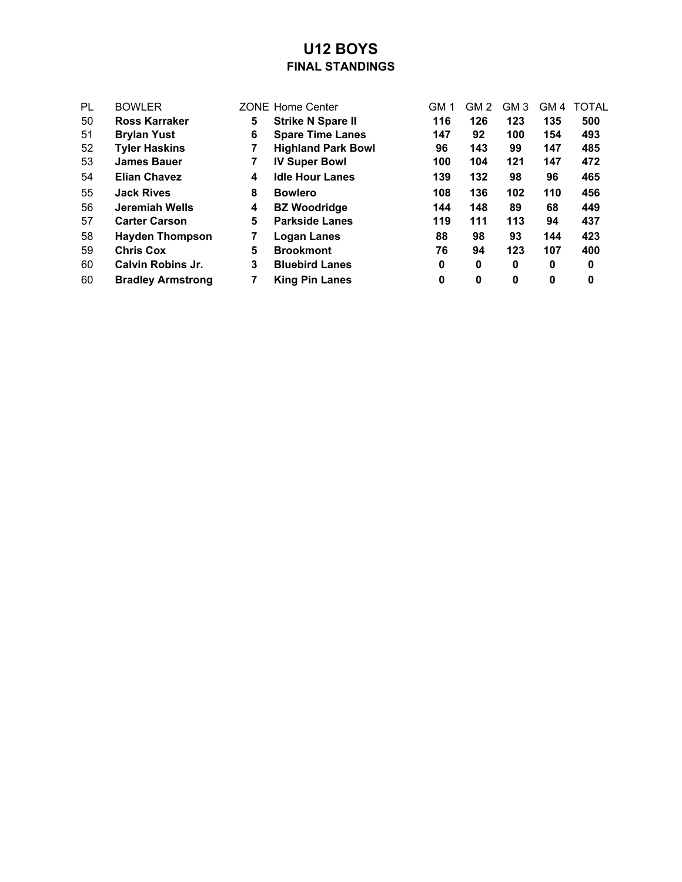# U12 BOYS

## FINAL STANDINGS

| PL | BOWLER | ZONE | Home Center | GM 1 | GM 2 | GM 3 | GM 4 | TOTAL |
|---|---|---|---|---|---|---|---|---|
| 50 | **Ross Karraker** | **5** | **Strike N Spare II** | **116** | **126** | **123** | **135** | **500** |
| 51 | **Brylan Yust** | **6** | **Spare Time Lanes** | **147** | **92** | **100** | **154** | **493** |
| 52 | **Tyler Haskins** | **7** | **Highland Park Bowl** | **96** | **143** | **99** | **147** | **485** |
| 53 | **James Bauer** | **7** | **IV Super Bowl** | **100** | **104** | **121** | **147** | **472** |
| 54 | **Elian Chavez** | **4** | **Idle Hour Lanes** | **139** | **132** | **98** | **96** | **465** |
| 55 | **Jack Rives** | **8** | **Bowlero** | **108** | **136** | **102** | **110** | **456** |
| 56 | **Jeremiah Wells** | **4** | **BZ Woodridge** | **144** | **148** | **89** | **68** | **449** |
| 57 | **Carter Carson** | **5** | **Parkside Lanes** | **119** | **111** | **113** | **94** | **437** |
| 58 | **Hayden Thompson** | **7** | **Logan Lanes** | **88** | **98** | **93** | **144** | **423** |
| 59 | **Chris Cox** | **5** | **Brookmont** | **76** | **94** | **123** | **107** | **400** |
| 60 | **Calvin Robins Jr.** | **3** | **Bluebird Lanes** | **0** | **0** | **0** | **0** | **0** |
| 60 | **Bradley Armstrong** | **7** | **King Pin Lanes** | **0** | **0** | **0** | **0** | **0** |